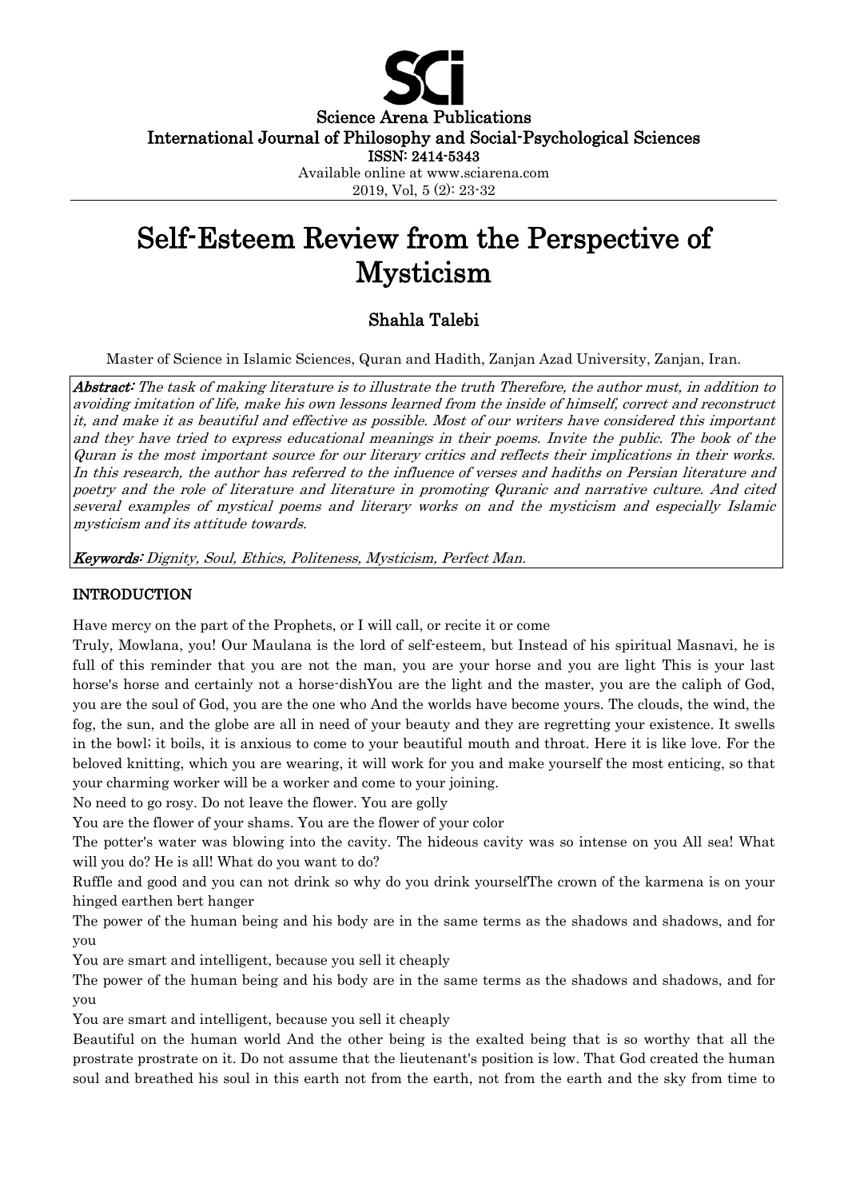Science Arena Publications
International Journal of Philosophy and Social-Psychological Sciences
ISSN: 2414-5343
Available online at www.sciarena.com
2019, Vol, 5 (2): 23-32

# Self-Esteem Review from the Perspective of Mysticism

## Shahla Talebi

Master of Science in Islamic Sciences, Quran and Hadith, Zanjan Azad University, Zanjan, Iran.

***Abstract:*** *The task of making literature is to illustrate the truth Therefore, the author must, in addition to avoiding imitation of life, make his own lessons learned from the inside of himself, correct and reconstruct it, and make it as beautiful and effective as possible. Most of our writers have considered this important and they have tried to express educational meanings in their poems. Invite the public. The book of the Quran is the most important source for our literary critics and reflects their implications in their works. In this research, the author has referred to the influence of verses and hadiths on Persian literature and poetry and the role of literature and literature in promoting Quranic and narrative culture. And cited several examples of mystical poems and literary works on and the mysticism and especially Islamic mysticism and its attitude towards.*

***Keywords:*** *Dignity, Soul, Ethics, Politeness, Mysticism, Perfect Man.*

## INTRODUCTION

Have mercy on the part of the Prophets, or I will call, or recite it or come

Truly, Mowlana, you! Our Maulana is the lord of self-esteem, but Instead of his spiritual Masnavi, he is full of this reminder that you are not the man, you are your horse and you are light This is your last horse's horse and certainly not a horse-dishYou are the light and the master, you are the caliph of God, you are the soul of God, you are the one who And the worlds have become yours. The clouds, the wind, the fog, the sun, and the globe are all in need of your beauty and they are regretting your existence. It swells in the bowl; it boils, it is anxious to come to your beautiful mouth and throat. Here it is like love. For the beloved knitting, which you are wearing, it will work for you and make yourself the most enticing, so that your charming worker will be a worker and come to your joining.

No need to go rosy. Do not leave the flower. You are golly

You are the flower of your shams. You are the flower of your color

The potter's water was blowing into the cavity. The hideous cavity was so intense on you All sea! What will you do? He is all! What do you want to do?

Ruffle and good and you can not drink so why do you drink yourselfThe crown of the karmena is on your hinged earthen bert hanger

The power of the human being and his body are in the same terms as the shadows and shadows, and for you

You are smart and intelligent, because you sell it cheaply

The power of the human being and his body are in the same terms as the shadows and shadows, and for you

You are smart and intelligent, because you sell it cheaply

Beautiful on the human world And the other being is the exalted being that is so worthy that all the prostrate prostrate on it. Do not assume that the lieutenant's position is low. That God created the human soul and breathed his soul in this earth not from the earth, not from the earth and the sky from time to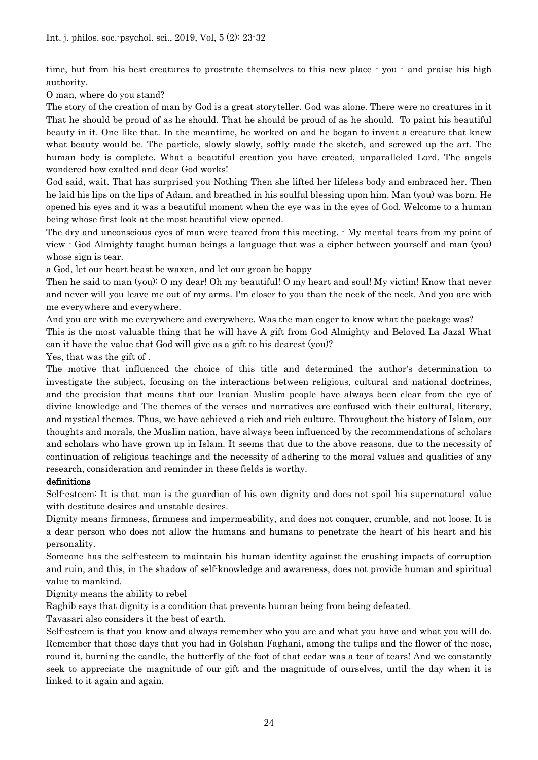time, but from his best creatures to prostrate themselves to this new place - you - and praise his high authority.

O man, where do you stand?

The story of the creation of man by God is a great storyteller. God was alone. There were no creatures in it That he should be proud of as he should. That he should be proud of as he should. To paint his beautiful beauty in it. One like that. In the meantime, he worked on and he began to invent a creature that knew what beauty would be. The particle, slowly slowly, softly made the sketch, and screwed up the art. The human body is complete. What a beautiful creation you have created, unparalleled Lord. The angels wondered how exalted and dear God works!

God said, wait. That has surprised you Nothing Then she lifted her lifeless body and embraced her. Then he laid his lips on the lips of Adam, and breathed in his soulful blessing upon him. Man (you) was born. He opened his eyes and it was a beautiful moment when the eye was in the eyes of God. Welcome to a human being whose first look at the most beautiful view opened.

The dry and unconscious eyes of man were teared from this meeting. - My mental tears from my point of view - God Almighty taught human beings a language that was a cipher between yourself and man (you) whose sign is tear.

a God, let our heart beast be waxen, and let our groan be happy

Then he said to man (you): O my dear! Oh my beautiful! O my heart and soul! My victim! Know that never and never will you leave me out of my arms. I'm closer to you than the neck of the neck. And you are with me everywhere and everywhere.

And you are with me everywhere and everywhere. Was the man eager to know what the package was?

This is the most valuable thing that he will have A gift from God Almighty and Beloved La Jazal What can it have the value that God will give as a gift to his dearest (you)?

Yes, that was the gift of .

The motive that influenced the choice of this title and determined the author's determination to investigate the subject, focusing on the interactions between religious, cultural and national doctrines, and the precision that means that our Iranian Muslim people have always been clear from the eye of divine knowledge and The themes of the verses and narratives are confused with their cultural, literary, and mystical themes. Thus, we have achieved a rich and rich culture. Throughout the history of Islam, our thoughts and morals, the Muslim nation, have always been influenced by the recommendations of scholars and scholars who have grown up in Islam. It seems that due to the above reasons, due to the necessity of continuation of religious teachings and the necessity of adhering to the moral values and qualities of any research, consideration and reminder in these fields is worthy.

**definitions**

Self-esteem: It is that man is the guardian of his own dignity and does not spoil his supernatural value with destitute desires and unstable desires.

Dignity means firmness, firmness and impermeability, and does not conquer, crumble, and not loose. It is a dear person who does not allow the humans and humans to penetrate the heart of his heart and his personality.

Someone has the self-esteem to maintain his human identity against the crushing impacts of corruption and ruin, and this, in the shadow of self-knowledge and awareness, does not provide human and spiritual value to mankind.

Dignity means the ability to rebel

Raghib says that dignity is a condition that prevents human being from being defeated.

Tavasari also considers it the best of earth.

Self-esteem is that you know and always remember who you are and what you have and what you will do. Remember that those days that you had in Golshan Faghani, among the tulips and the flower of the nose, round it, burning the candle, the butterfly of the foot of that cedar was a tear of tears! And we constantly seek to appreciate the magnitude of our gift and the magnitude of ourselves, until the day when it is linked to it again and again.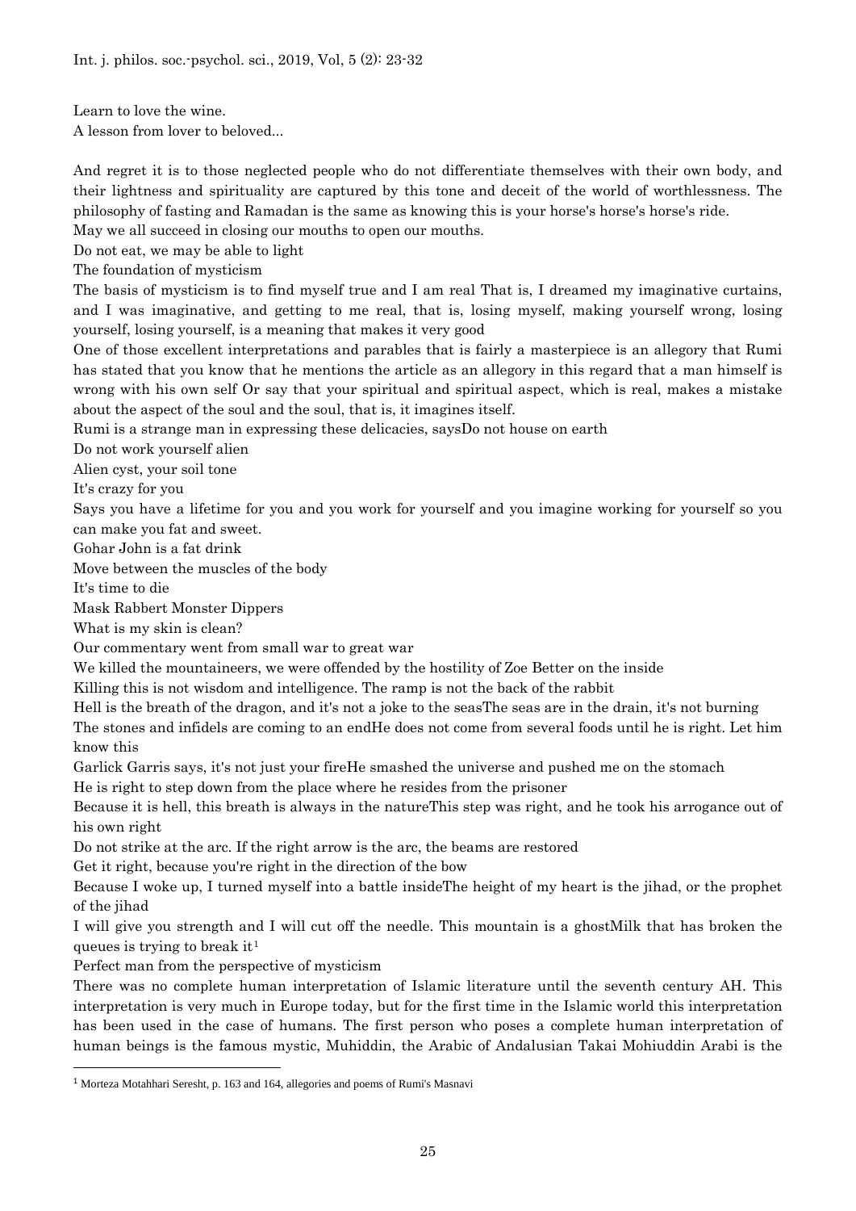Learn to love the wine.
A lesson from lover to beloved...

And regret it is to those neglected people who do not differentiate themselves with their own body, and their lightness and spirituality are captured by this tone and deceit of the world of worthlessness. The philosophy of fasting and Ramadan is the same as knowing this is your horse's horse's horse's ride.
May we all succeed in closing our mouths to open our mouths.
Do not eat, we may be able to light

The foundation of mysticism

The basis of mysticism is to find myself true and I am real That is, I dreamed my imaginative curtains, and I was imaginative, and getting to me real, that is, losing myself, making yourself wrong, losing yourself, losing yourself, is a meaning that makes it very good

One of those excellent interpretations and parables that is fairly a masterpiece is an allegory that Rumi has stated that you know that he mentions the article as an allegory in this regard that a man himself is wrong with his own self Or say that your spiritual and spiritual aspect, which is real, makes a mistake about the aspect of the soul and the soul, that is, it imagines itself.

Rumi is a strange man in expressing these delicacies, saysDo not house on earth
Do not work yourself alien
Alien cyst, your soil tone
It's crazy for you

Says you have a lifetime for you and you work for yourself and you imagine working for yourself so you can make you fat and sweet.

Gohar John is a fat drink
Move between the muscles of the body
It's time to die
Mask Rabbert Monster Dippers
What is my skin is clean?
Our commentary went from small war to great war
We killed the mountaineers, we were offended by the hostility of Zoe Better on the inside
Killing this is not wisdom and intelligence. The ramp is not the back of the rabbit
Hell is the breath of the dragon, and it's not a joke to the seasThe seas are in the drain, it's not burning
The stones and infidels are coming to an endHe does not come from several foods until he is right. Let him know this
Garlick Garris says, it's not just your fireHe smashed the universe and pushed me on the stomach
He is right to step down from the place where he resides from the prisoner
Because it is hell, this breath is always in the natureThis step was right, and he took his arrogance out of his own right
Do not strike at the arc. If the right arrow is the arc, the beams are restored
Get it right, because you're right in the direction of the bow
Because I woke up, I turned myself into a battle insideThe height of my heart is the jihad, or the prophet of the jihad
I will give you strength and I will cut off the needle. This mountain is a ghostMilk that has broken the queues is trying to break it[1]

Perfect man from the perspective of mysticism

There was no complete human interpretation of Islamic literature until the seventh century AH. This interpretation is very much in Europe today, but for the first time in the Islamic world this interpretation has been used in the case of humans. The first person who poses a complete human interpretation of human beings is the famous mystic, Muhiddin, the Arabic of Andalusian Takai Mohiuddin Arabi is the

[1] Morteza Motahhari Seresht, p. 163 and 164, allegories and poems of Rumi's Masnavi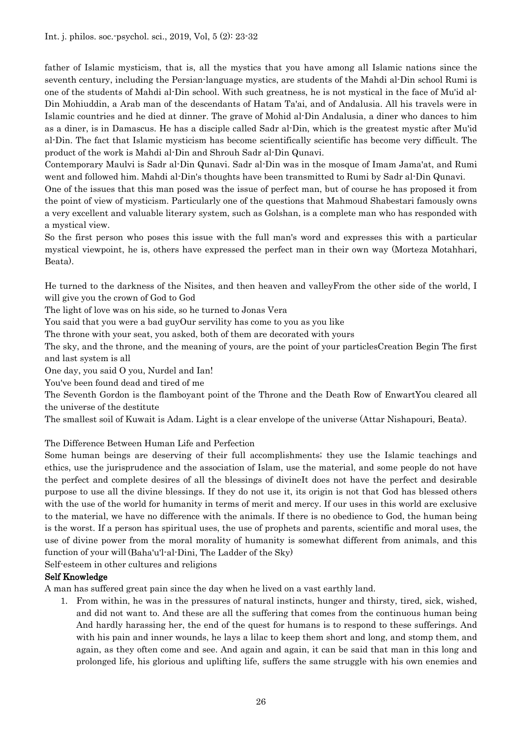father of Islamic mysticism, that is, all the mystics that you have among all Islamic nations since the seventh century, including the Persian-language mystics, are students of the Mahdi al-Din school Rumi is one of the students of Mahdi al-Din school. With such greatness, he is not mystical in the face of Mu'id al-Din Mohiuddin, a Arab man of the descendants of Hatam Ta'ai, and of Andalusia. All his travels were in Islamic countries and he died at dinner. The grave of Mohid al-Din Andalusia, a diner who dances to him as a diner, is in Damascus. He has a disciple called Sadr al-Din, which is the greatest mystic after Mu'id al-Din. The fact that Islamic mysticism has become scientifically scientific has become very difficult. The product of the work is Mahdi al-Din and Shrouh Sadr al-Din Qunavi.

Contemporary Maulvi is Sadr al-Din Qunavi. Sadr al-Din was in the mosque of Imam Jama'at, and Rumi went and followed him. Mahdi al-Din's thoughts have been transmitted to Rumi by Sadr al-Din Qunavi.

One of the issues that this man posed was the issue of perfect man, but of course he has proposed it from the point of view of mysticism. Particularly one of the questions that Mahmoud Shabestari famously owns a very excellent and valuable literary system, such as Golshan, is a complete man who has responded with a mystical view.

So the first person who poses this issue with the full man's word and expresses this with a particular mystical viewpoint, he is, others have expressed the perfect man in their own way (Morteza Motahhari, Beata).

He turned to the darkness of the Nisites, and then heaven and valleyFrom the other side of the world, I will give you the crown of God to God

The light of love was on his side, so he turned to Jonas Vera

You said that you were a bad guyOur servility has come to you as you like

The throne with your seat, you asked, both of them are decorated with yours

The sky, and the throne, and the meaning of yours, are the point of your particlesCreation Begin The first and last system is all

One day, you said O you, Nurdel and Ian!

You've been found dead and tired of me

The Seventh Gordon is the flamboyant point of the Throne and the Death Row of EnwartYou cleared all the universe of the destitute

The smallest soil of Kuwait is Adam. Light is a clear envelope of the universe (Attar Nishapouri, Beata).

The Difference Between Human Life and Perfection

Some human beings are deserving of their full accomplishments; they use the Islamic teachings and ethics, use the jurisprudence and the association of Islam, use the material, and some people do not have the perfect and complete desires of all the blessings of divineIt does not have the perfect and desirable purpose to use all the divine blessings. If they do not use it, its origin is not that God has blessed others with the use of the world for humanity in terms of merit and mercy. If our uses in this world are exclusive to the material, we have no difference with the animals. If there is no obedience to God, the human being is the worst. If a person has spiritual uses, the use of prophets and parents, scientific and moral uses, the use of divine power from the moral morality of humanity is somewhat different from animals, and this function of your will (Baha'u'l-al-Dini, The Ladder of the Sky)

Self-esteem in other cultures and religions

### Self Knowledge

A man has suffered great pain since the day when he lived on a vast earthly land.

1. From within, he was in the pressures of natural instincts, hunger and thirsty, tired, sick, wished, and did not want to. And these are all the suffering that comes from the continuous human being And hardly harassing her, the end of the quest for humans is to respond to these sufferings. And with his pain and inner wounds, he lays a lilac to keep them short and long, and stomp them, and again, as they often come and see. And again and again, it can be said that man in this long and prolonged life, his glorious and uplifting life, suffers the same struggle with his own enemies and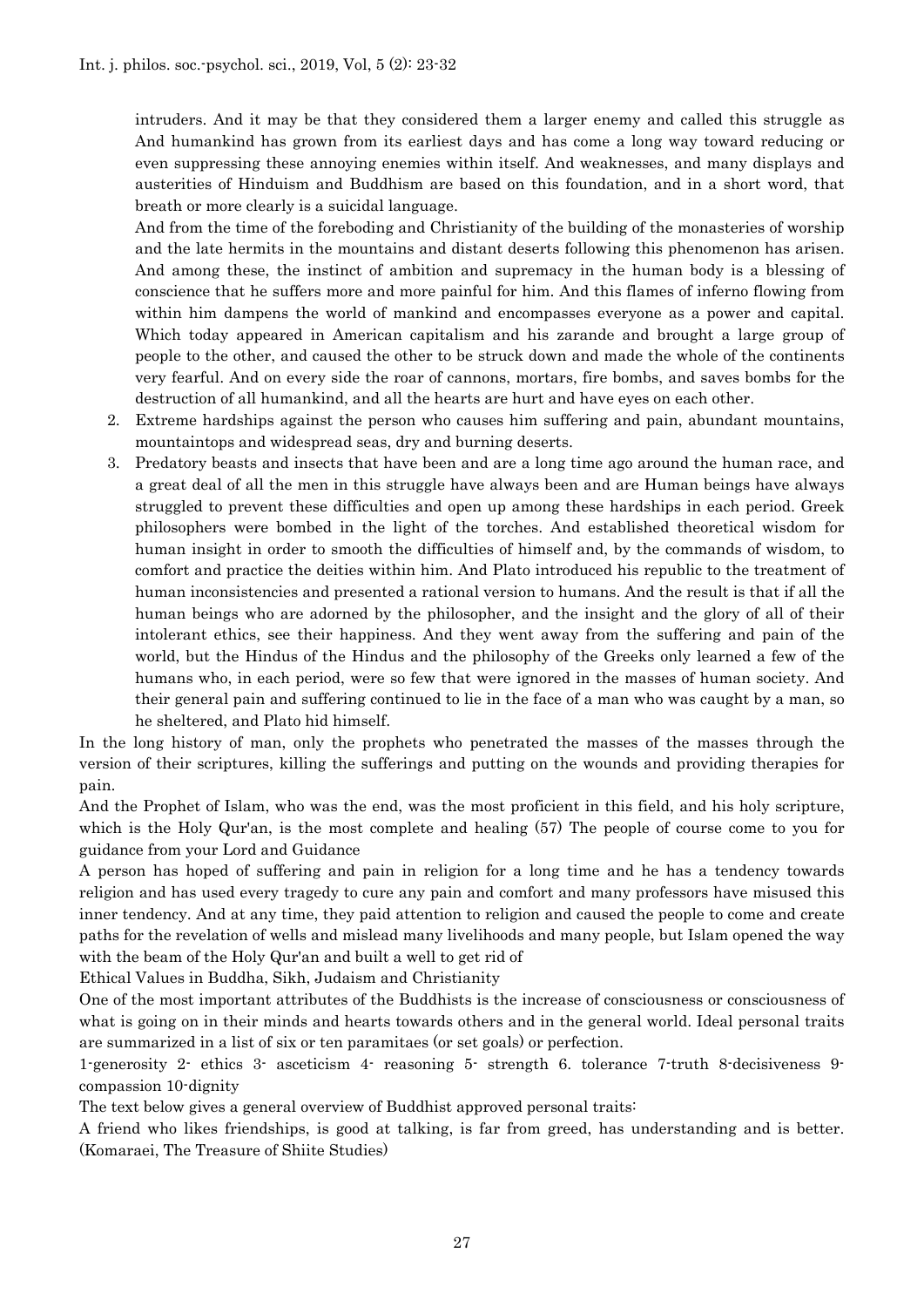intruders. And it may be that they considered them a larger enemy and called this struggle as And humankind has grown from its earliest days and has come a long way toward reducing or even suppressing these annoying enemies within itself. And weaknesses, and many displays and austerities of Hinduism and Buddhism are based on this foundation, and in a short word, that breath or more clearly is a suicidal language.

And from the time of the foreboding and Christianity of the building of the monasteries of worship and the late hermits in the mountains and distant deserts following this phenomenon has arisen. And among these, the instinct of ambition and supremacy in the human body is a blessing of conscience that he suffers more and more painful for him. And this flames of inferno flowing from within him dampens the world of mankind and encompasses everyone as a power and capital. Which today appeared in American capitalism and his zarande and brought a large group of people to the other, and caused the other to be struck down and made the whole of the continents very fearful. And on every side the roar of cannons, mortars, fire bombs, and saves bombs for the destruction of all humankind, and all the hearts are hurt and have eyes on each other.

2. Extreme hardships against the person who causes him suffering and pain, abundant mountains, mountaintops and widespread seas, dry and burning deserts.
3. Predatory beasts and insects that have been and are a long time ago around the human race, and a great deal of all the men in this struggle have always been and are Human beings have always struggled to prevent these difficulties and open up among these hardships in each period. Greek philosophers were bombed in the light of the torches. And established theoretical wisdom for human insight in order to smooth the difficulties of himself and, by the commands of wisdom, to comfort and practice the deities within him. And Plato introduced his republic to the treatment of human inconsistencies and presented a rational version to humans. And the result is that if all the human beings who are adorned by the philosopher, and the insight and the glory of all of their intolerant ethics, see their happiness. And they went away from the suffering and pain of the world, but the Hindus of the Hindus and the philosophy of the Greeks only learned a few of the humans who, in each period, were so few that were ignored in the masses of human society. And their general pain and suffering continued to lie in the face of a man who was caught by a man, so he sheltered, and Plato hid himself.

In the long history of man, only the prophets who penetrated the masses of the masses through the version of their scriptures, killing the sufferings and putting on the wounds and providing therapies for pain.

And the Prophet of Islam, who was the end, was the most proficient in this field, and his holy scripture, which is the Holy Qur'an, is the most complete and healing (57) The people of course come to you for guidance from your Lord and Guidance

A person has hoped of suffering and pain in religion for a long time and he has a tendency towards religion and has used every tragedy to cure any pain and comfort and many professors have misused this inner tendency. And at any time, they paid attention to religion and caused the people to come and create paths for the revelation of wells and mislead many livelihoods and many people, but Islam opened the way with the beam of the Holy Qur'an and built a well to get rid of

Ethical Values in Buddha, Sikh, Judaism and Christianity

One of the most important attributes of the Buddhists is the increase of consciousness or consciousness of what is going on in their minds and hearts towards others and in the general world. Ideal personal traits are summarized in a list of six or ten paramitaes (or set goals) or perfection.

1-generosity 2- ethics 3- asceticism 4- reasoning 5- strength 6. tolerance 7-truth 8-decisiveness 9-compassion 10-dignity

The text below gives a general overview of Buddhist approved personal traits:

A friend who likes friendships, is good at talking, is far from greed, has understanding and is better. (Komaraei, The Treasure of Shiite Studies)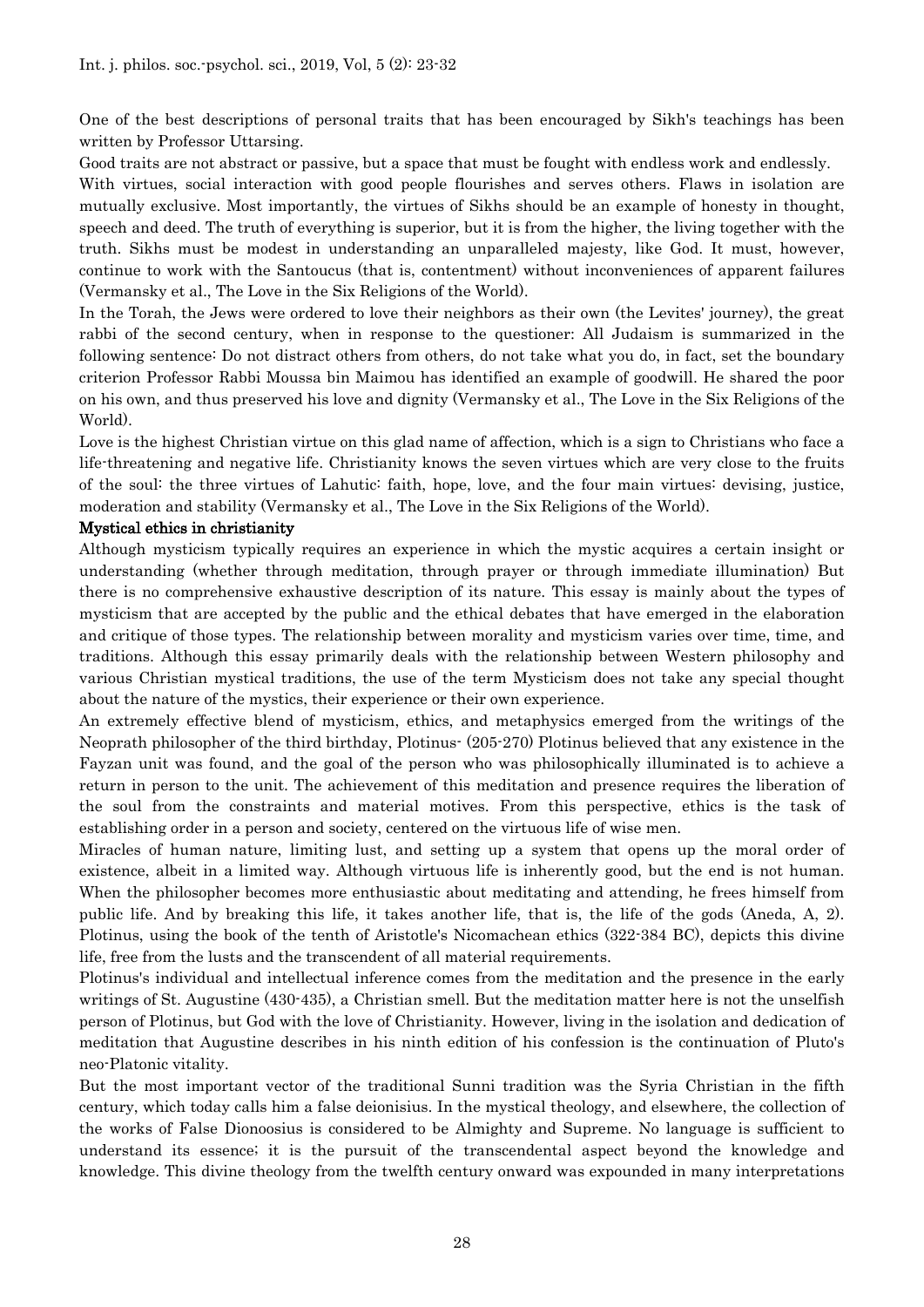One of the best descriptions of personal traits that has been encouraged by Sikh's teachings has been written by Professor Uttarsing.

Good traits are not abstract or passive, but a space that must be fought with endless work and endlessly.

With virtues, social interaction with good people flourishes and serves others. Flaws in isolation are mutually exclusive. Most importantly, the virtues of Sikhs should be an example of honesty in thought, speech and deed. The truth of everything is superior, but it is from the higher, the living together with the truth. Sikhs must be modest in understanding an unparalleled majesty, like God. It must, however, continue to work with the Santoucus (that is, contentment) without inconveniences of apparent failures (Vermansky et al., The Love in the Six Religions of the World).

In the Torah, the Jews were ordered to love their neighbors as their own (the Levites' journey), the great rabbi of the second century, when in response to the questioner: All Judaism is summarized in the following sentence: Do not distract others from others, do not take what you do, in fact, set the boundary criterion Professor Rabbi Moussa bin Maimou has identified an example of goodwill. He shared the poor on his own, and thus preserved his love and dignity (Vermansky et al., The Love in the Six Religions of the World).

Love is the highest Christian virtue on this glad name of affection, which is a sign to Christians who face a life-threatening and negative life. Christianity knows the seven virtues which are very close to the fruits of the soul: the three virtues of Lahutic: faith, hope, love, and the four main virtues: devising, justice, moderation and stability (Vermansky et al., The Love in the Six Religions of the World).

## Mystical ethics in christianity

Although mysticism typically requires an experience in which the mystic acquires a certain insight or understanding (whether through meditation, through prayer or through immediate illumination) But there is no comprehensive exhaustive description of its nature. This essay is mainly about the types of mysticism that are accepted by the public and the ethical debates that have emerged in the elaboration and critique of those types. The relationship between morality and mysticism varies over time, time, and traditions. Although this essay primarily deals with the relationship between Western philosophy and various Christian mystical traditions, the use of the term Mysticism does not take any special thought about the nature of the mystics, their experience or their own experience.

An extremely effective blend of mysticism, ethics, and metaphysics emerged from the writings of the Neoprath philosopher of the third birthday, Plotinus- (205-270) Plotinus believed that any existence in the Fayzan unit was found, and the goal of the person who was philosophically illuminated is to achieve a return in person to the unit. The achievement of this meditation and presence requires the liberation of the soul from the constraints and material motives. From this perspective, ethics is the task of establishing order in a person and society, centered on the virtuous life of wise men.

Miracles of human nature, limiting lust, and setting up a system that opens up the moral order of existence, albeit in a limited way. Although virtuous life is inherently good, but the end is not human. When the philosopher becomes more enthusiastic about meditating and attending, he frees himself from public life. And by breaking this life, it takes another life, that is, the life of the gods (Aneda, A, 2). Plotinus, using the book of the tenth of Aristotle's Nicomachean ethics (322-384 BC), depicts this divine life, free from the lusts and the transcendent of all material requirements.

Plotinus's individual and intellectual inference comes from the meditation and the presence in the early writings of St. Augustine (430-435), a Christian smell. But the meditation matter here is not the unselfish person of Plotinus, but God with the love of Christianity. However, living in the isolation and dedication of meditation that Augustine describes in his ninth edition of his confession is the continuation of Pluto's neo-Platonic vitality.

But the most important vector of the traditional Sunni tradition was the Syria Christian in the fifth century, which today calls him a false deionisius. In the mystical theology, and elsewhere, the collection of the works of False Dionoosius is considered to be Almighty and Supreme. No language is sufficient to understand its essence; it is the pursuit of the transcendental aspect beyond the knowledge and knowledge. This divine theology from the twelfth century onward was expounded in many interpretations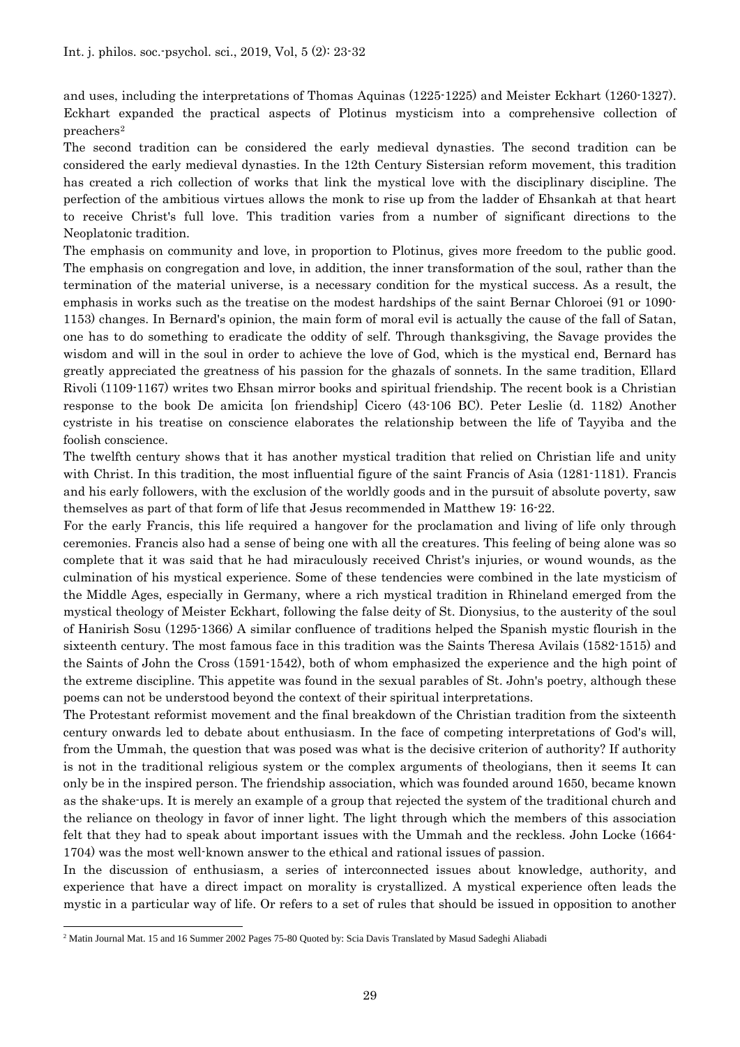and uses, including the interpretations of Thomas Aquinas (1225-1225) and Meister Eckhart (1260-1327). Eckhart expanded the practical aspects of Plotinus mysticism into a comprehensive collection of preachers[2]

The second tradition can be considered the early medieval dynasties. The second tradition can be considered the early medieval dynasties. In the 12th Century Sistersian reform movement, this tradition has created a rich collection of works that link the mystical love with the disciplinary discipline. The perfection of the ambitious virtues allows the monk to rise up from the ladder of Ehsankah at that heart to receive Christ's full love. This tradition varies from a number of significant directions to the Neoplatonic tradition.

The emphasis on community and love, in proportion to Plotinus, gives more freedom to the public good. The emphasis on congregation and love, in addition, the inner transformation of the soul, rather than the termination of the material universe, is a necessary condition for the mystical success. As a result, the emphasis in works such as the treatise on the modest hardships of the saint Bernar Chloroei (91 or 1090-1153) changes. In Bernard's opinion, the main form of moral evil is actually the cause of the fall of Satan, one has to do something to eradicate the oddity of self. Through thanksgiving, the Savage provides the wisdom and will in the soul in order to achieve the love of God, which is the mystical end, Bernard has greatly appreciated the greatness of his passion for the ghazals of sonnets. In the same tradition, Ellard Rivoli (1109-1167) writes two Ehsan mirror books and spiritual friendship. The recent book is a Christian response to the book De amicita [on friendship] Cicero (43-106 BC). Peter Leslie (d. 1182) Another cystriste in his treatise on conscience elaborates the relationship between the life of Tayyiba and the foolish conscience.

The twelfth century shows that it has another mystical tradition that relied on Christian life and unity with Christ. In this tradition, the most influential figure of the saint Francis of Asia (1281-1181). Francis and his early followers, with the exclusion of the worldly goods and in the pursuit of absolute poverty, saw themselves as part of that form of life that Jesus recommended in Matthew 19: 16-22.

For the early Francis, this life required a hangover for the proclamation and living of life only through ceremonies. Francis also had a sense of being one with all the creatures. This feeling of being alone was so complete that it was said that he had miraculously received Christ's injuries, or wound wounds, as the culmination of his mystical experience. Some of these tendencies were combined in the late mysticism of the Middle Ages, especially in Germany, where a rich mystical tradition in Rhineland emerged from the mystical theology of Meister Eckhart, following the false deity of St. Dionysius, to the austerity of the soul of Hanirish Sosu (1295-1366) A similar confluence of traditions helped the Spanish mystic flourish in the sixteenth century. The most famous face in this tradition was the Saints Theresa Avilais (1582-1515) and the Saints of John the Cross (1591-1542), both of whom emphasized the experience and the high point of the extreme discipline. This appetite was found in the sexual parables of St. John's poetry, although these poems can not be understood beyond the context of their spiritual interpretations.

The Protestant reformist movement and the final breakdown of the Christian tradition from the sixteenth century onwards led to debate about enthusiasm. In the face of competing interpretations of God's will, from the Ummah, the question that was posed was what is the decisive criterion of authority? If authority is not in the traditional religious system or the complex arguments of theologians, then it seems It can only be in the inspired person. The friendship association, which was founded around 1650, became known as the shake-ups. It is merely an example of a group that rejected the system of the traditional church and the reliance on theology in favor of inner light. The light through which the members of this association felt that they had to speak about important issues with the Ummah and the reckless. John Locke (1664-1704) was the most well-known answer to the ethical and rational issues of passion.

In the discussion of enthusiasm, a series of interconnected issues about knowledge, authority, and experience that have a direct impact on morality is crystallized. A mystical experience often leads the mystic in a particular way of life. Or refers to a set of rules that should be issued in opposition to another

[2] Matin Journal Mat. 15 and 16 Summer 2002 Pages 75-80 Quoted by: Scia Davis Translated by Masud Sadeghi Aliabadi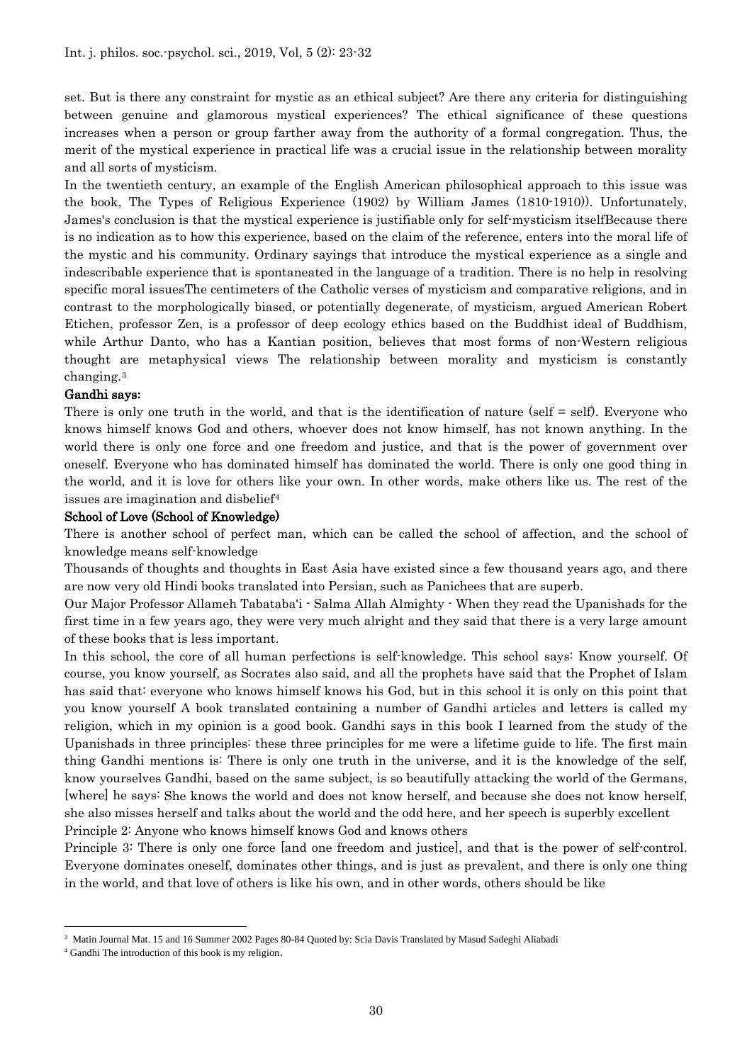set. But is there any constraint for mystic as an ethical subject? Are there any criteria for distinguishing between genuine and glamorous mystical experiences? The ethical significance of these questions increases when a person or group farther away from the authority of a formal congregation. Thus, the merit of the mystical experience in practical life was a crucial issue in the relationship between morality and all sorts of mysticism.

In the twentieth century, an example of the English American philosophical approach to this issue was the book, The Types of Religious Experience (1902) by William James (1810-1910)). Unfortunately, James's conclusion is that the mystical experience is justifiable only for self-mysticism itselfBecause there is no indication as to how this experience, based on the claim of the reference, enters into the moral life of the mystic and his community. Ordinary sayings that introduce the mystical experience as a single and indescribable experience that is spontaneated in the language of a tradition. There is no help in resolving specific moral issuesThe centimeters of the Catholic verses of mysticism and comparative religions, and in contrast to the morphologically biased, or potentially degenerate, of mysticism, argued American Robert Etichen, professor Zen, is a professor of deep ecology ethics based on the Buddhist ideal of Buddhism, while Arthur Danto, who has a Kantian position, believes that most forms of non-Western religious thought are metaphysical views The relationship between morality and mysticism is constantly changing.[3]

**Gandhi says:**

There is only one truth in the world, and that is the identification of nature (self = self). Everyone who knows himself knows God and others, whoever does not know himself, has not known anything. In the world there is only one force and one freedom and justice, and that is the power of government over oneself. Everyone who has dominated himself has dominated the world. There is only one good thing in the world, and it is love for others like your own. In other words, make others like us. The rest of the issues are imagination and disbelief[4]

**School of Love (School of Knowledge)**

There is another school of perfect man, which can be called the school of affection, and the school of knowledge means self-knowledge

Thousands of thoughts and thoughts in East Asia have existed since a few thousand years ago, and there are now very old Hindi books translated into Persian, such as Panichees that are superb.

Our Major Professor Allameh Tabataba'i - Salma Allah Almighty - When they read the Upanishads for the first time in a few years ago, they were very much alright and they said that there is a very large amount of these books that is less important.

In this school, the core of all human perfections is self-knowledge. This school says: Know yourself. Of course, you know yourself, as Socrates also said, and all the prophets have said that the Prophet of Islam has said that: everyone who knows himself knows his God, but in this school it is only on this point that you know yourself A book translated containing a number of Gandhi articles and letters is called my religion, which in my opinion is a good book. Gandhi says in this book I learned from the study of the Upanishads in three principles: these three principles for me were a lifetime guide to life. The first main thing Gandhi mentions is: There is only one truth in the universe, and it is the knowledge of the self, know yourselves Gandhi, based on the same subject, is so beautifully attacking the world of the Germans, [where] he says: She knows the world and does not know herself, and because she does not know herself, she also misses herself and talks about the world and the odd here, and her speech is superbly excellent

Principle 2: Anyone who knows himself knows God and knows others

Principle 3: There is only one force [and one freedom and justice], and that is the power of self-control. Everyone dominates oneself, dominates other things, and is just as prevalent, and there is only one thing in the world, and that love of others is like his own, and in other words, others should be like

---

[3] Matin Journal Mat. 15 and 16 Summer 2002 Pages 80-84 Quoted by: Scia Davis Translated by Masud Sadeghi Aliabadi

[4] Gandhi The introduction of this book is my religion.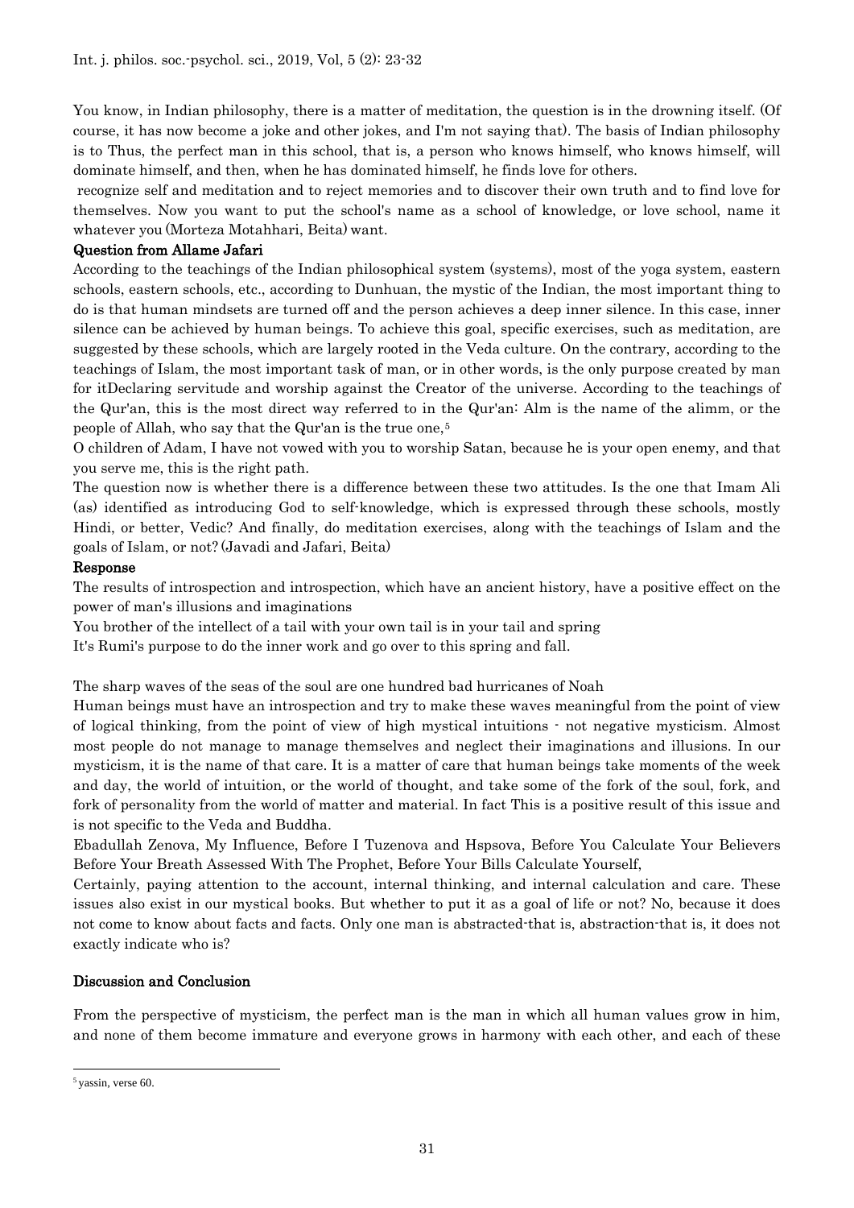You know, in Indian philosophy, there is a matter of meditation, the question is in the drowning itself. (Of course, it has now become a joke and other jokes, and I'm not saying that). The basis of Indian philosophy is to Thus, the perfect man in this school, that is, a person who knows himself, who knows himself, will dominate himself, and then, when he has dominated himself, he finds love for others.

recognize self and meditation and to reject memories and to discover their own truth and to find love for themselves. Now you want to put the school's name as a school of knowledge, or love school, name it whatever you (Morteza Motahhari, Beita) want.

#### Question from Allame Jafari

According to the teachings of the Indian philosophical system (systems), most of the yoga system, eastern schools, eastern schools, etc., according to Dunhuan, the mystic of the Indian, the most important thing to do is that human mindsets are turned off and the person achieves a deep inner silence. In this case, inner silence can be achieved by human beings. To achieve this goal, specific exercises, such as meditation, are suggested by these schools, which are largely rooted in the Veda culture. On the contrary, according to the teachings of Islam, the most important task of man, or in other words, is the only purpose created by man for itDeclaring servitude and worship against the Creator of the universe. According to the teachings of the Qur'an, this is the most direct way referred to in the Qur'an: Alm is the name of the alimm, or the people of Allah, who say that the Qur'an is the true one,[5]

O children of Adam, I have not vowed with you to worship Satan, because he is your open enemy, and that you serve me, this is the right path.

The question now is whether there is a difference between these two attitudes. Is the one that Imam Ali (as) identified as introducing God to self-knowledge, which is expressed through these schools, mostly Hindi, or better, Vedic? And finally, do meditation exercises, along with the teachings of Islam and the goals of Islam, or not? (Javadi and Jafari, Beita)

#### Response

The results of introspection and introspection, which have an ancient history, have a positive effect on the power of man's illusions and imaginations

You brother of the intellect of a tail with your own tail is in your tail and spring

It's Rumi's purpose to do the inner work and go over to this spring and fall.

The sharp waves of the seas of the soul are one hundred bad hurricanes of Noah

Human beings must have an introspection and try to make these waves meaningful from the point of view of logical thinking, from the point of view of high mystical intuitions - not negative mysticism. Almost most people do not manage to manage themselves and neglect their imaginations and illusions. In our mysticism, it is the name of that care. It is a matter of care that human beings take moments of the week and day, the world of intuition, or the world of thought, and take some of the fork of the soul, fork, and fork of personality from the world of matter and material. In fact This is a positive result of this issue and is not specific to the Veda and Buddha.

Ebadullah Zenova, My Influence, Before I Tuzenova and Hspsova, Before You Calculate Your Believers Before Your Breath Assessed With The Prophet, Before Your Bills Calculate Yourself,

Certainly, paying attention to the account, internal thinking, and internal calculation and care. These issues also exist in our mystical books. But whether to put it as a goal of life or not? No, because it does not come to know about facts and facts. Only one man is abstracted-that is, abstraction-that is, it does not exactly indicate who is?

## Discussion and Conclusion

From the perspective of mysticism, the perfect man is the man in which all human values grow in him, and none of them become immature and everyone grows in harmony with each other, and each of these

---

[5] yassin, verse 60.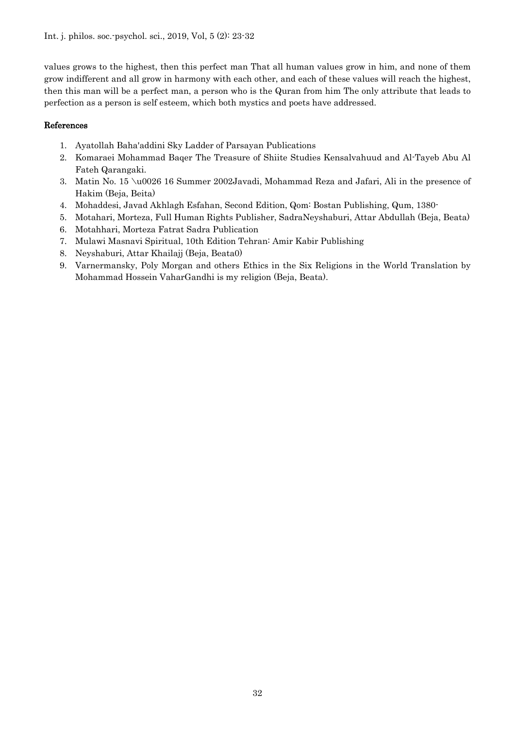values grows to the highest, then this perfect man That all human values grow in him, and none of them grow indifferent and all grow in harmony with each other, and each of these values will reach the highest, then this man will be a perfect man, a person who is the Quran from him The only attribute that leads to perfection as a person is self esteem, which both mystics and poets have addressed.

## References

1. Ayatollah Baha'addini Sky Ladder of Parsayan Publications
2. Komaraei Mohammad Baqer The Treasure of Shiite Studies Kensalvahuud and Al-Tayeb Abu Al Fateh Qarangaki.
3. Matin No. 15 \u0026 16 Summer 2002Javadi, Mohammad Reza and Jafari, Ali in the presence of Hakim (Beja, Beita)
4. Mohaddesi, Javad Akhlagh Esfahan, Second Edition, Qom: Bostan Publishing, Qum, 1380-
5. Motahari, Morteza, Full Human Rights Publisher, SadraNeyshaburi, Attar Abdullah (Beja, Beata)
6. Motahhari, Morteza Fatrat Sadra Publication
7. Mulawi Masnavi Spiritual, 10th Edition Tehran: Amir Kabir Publishing
8. Neyshaburi, Attar Khailajj (Beja, Beata0)
9. Varnermansky, Poly Morgan and others Ethics in the Six Religions in the World Translation by Mohammad Hossein VaharGandhi is my religion (Beja, Beata).